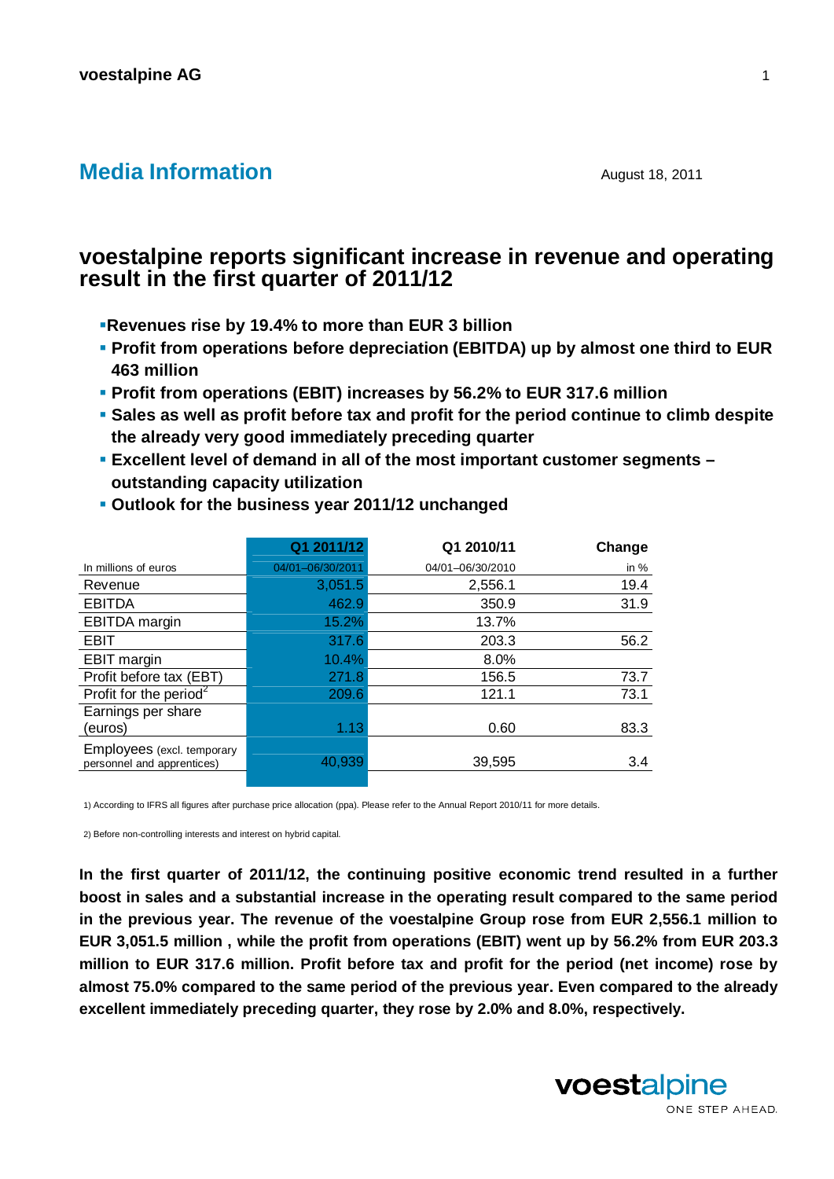voestalpine AG

# Media Information

August 18, 2011

## voestalpine reports significant increase in revenue and operating result in the first quarter of 2011/12

- **Revenues rise by 19.4% to more than EUR 3 billion**
- **Profit from operations before depreciation (EBITDA) up by almost one third to EUR 463 million**
- **Profit from operations (EBIT) increases by 56.2% to EUR 317.6 million**
- **Sales as well as profit before tax and profit for the period continue to climb despite the already very good immediately preceding quarter**
- **Excellent level of demand in all of the most important customer segments – outstanding capacity utilization**
- **Outlook for the business year 2011/12 unchanged**

| | Q1 2011/12 | Q1 2010/11 | Change |
|---|---|---|---|
| In millions of euros | 04/01–06/30/2011 | 04/01–06/30/2010 | in % |
| Revenue | 3,051.5 | 2,556.1 | 19.4 |
| EBITDA | 462.9 | 350.9 | 31.9 |
| EBITDA margin | 15.2% | 13.7% | |
| EBIT | 317.6 | 203.3 | 56.2 |
| EBIT margin | 10.4% | 8.0% | |
| Profit before tax (EBT) | 271.8 | 156.5 | 73.7 |
| Profit for the period[2] | 209.6 | 121.1 | 73.1 |
| Earnings per share (euros) | 1.13 | 0.60 | 83.3 |
| Employees (excl. temporary personnel and apprentices) | 40,939 | 39,595 | 3.4 |

1) According to IFRS all figures after purchase price allocation (ppa). Please refer to the Annual Report 2010/11 for more details.

2) Before non-controlling interests and interest on hybrid capital.

**In the first quarter of 2011/12, the continuing positive economic trend resulted in a further boost in sales and a substantial increase in the operating result compared to the same period in the previous year. The revenue of the voestalpine Group rose from EUR 2,556.1 million to EUR 3,051.5 million , while the profit from operations (EBIT) went up by 56.2% from EUR 203.3 million to EUR 317.6 million. Profit before tax and profit for the period (net income) rose by almost 75.0% compared to the same period of the previous year. Even compared to the already excellent immediately preceding quarter, they rose by 2.0% and 8.0%, respectively.**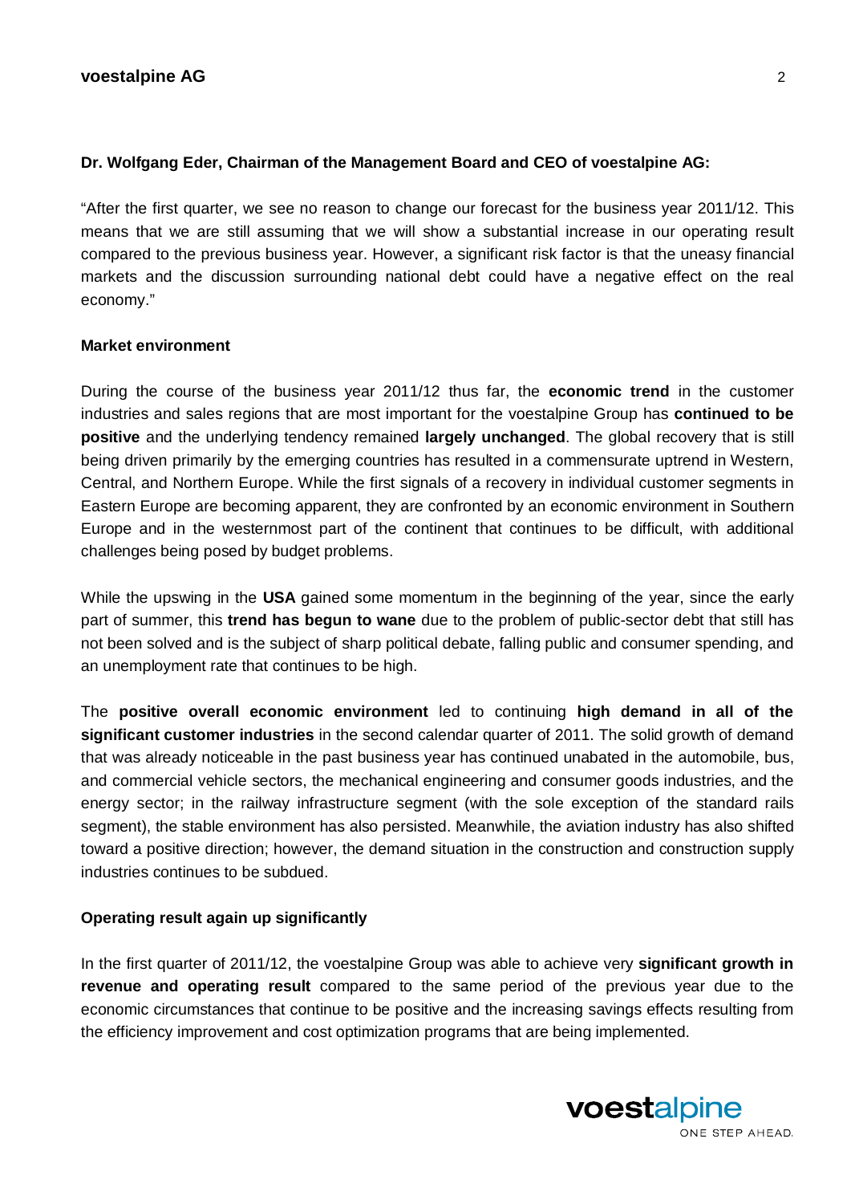**Dr. Wolfgang Eder, Chairman of the Management Board and CEO of voestalpine AG:**

"After the first quarter, we see no reason to change our forecast for the business year 2011/12. This means that we are still assuming that we will show a substantial increase in our operating result compared to the previous business year. However, a significant risk factor is that the uneasy financial markets and the discussion surrounding national debt could have a negative effect on the real economy."

**Market environment**

During the course of the business year 2011/12 thus far, the **economic trend** in the customer industries and sales regions that are most important for the voestalpine Group has **continued to be positive** and the underlying tendency remained **largely unchanged**. The global recovery that is still being driven primarily by the emerging countries has resulted in a commensurate uptrend in Western, Central, and Northern Europe. While the first signals of a recovery in individual customer segments in Eastern Europe are becoming apparent, they are confronted by an economic environment in Southern Europe and in the westernmost part of the continent that continues to be difficult, with additional challenges being posed by budget problems.

While the upswing in the **USA** gained some momentum in the beginning of the year, since the early part of summer, this **trend has begun to wane** due to the problem of public-sector debt that still has not been solved and is the subject of sharp political debate, falling public and consumer spending, and an unemployment rate that continues to be high.

The **positive overall economic environment** led to continuing **high demand in all of the significant customer industries** in the second calendar quarter of 2011. The solid growth of demand that was already noticeable in the past business year has continued unabated in the automobile, bus, and commercial vehicle sectors, the mechanical engineering and consumer goods industries, and the energy sector; in the railway infrastructure segment (with the sole exception of the standard rails segment), the stable environment has also persisted. Meanwhile, the aviation industry has also shifted toward a positive direction; however, the demand situation in the construction and construction supply industries continues to be subdued.

**Operating result again up significantly**

In the first quarter of 2011/12, the voestalpine Group was able to achieve very **significant growth in revenue and operating result** compared to the same period of the previous year due to the economic circumstances that continue to be positive and the increasing savings effects resulting from the efficiency improvement and cost optimization programs that are being implemented.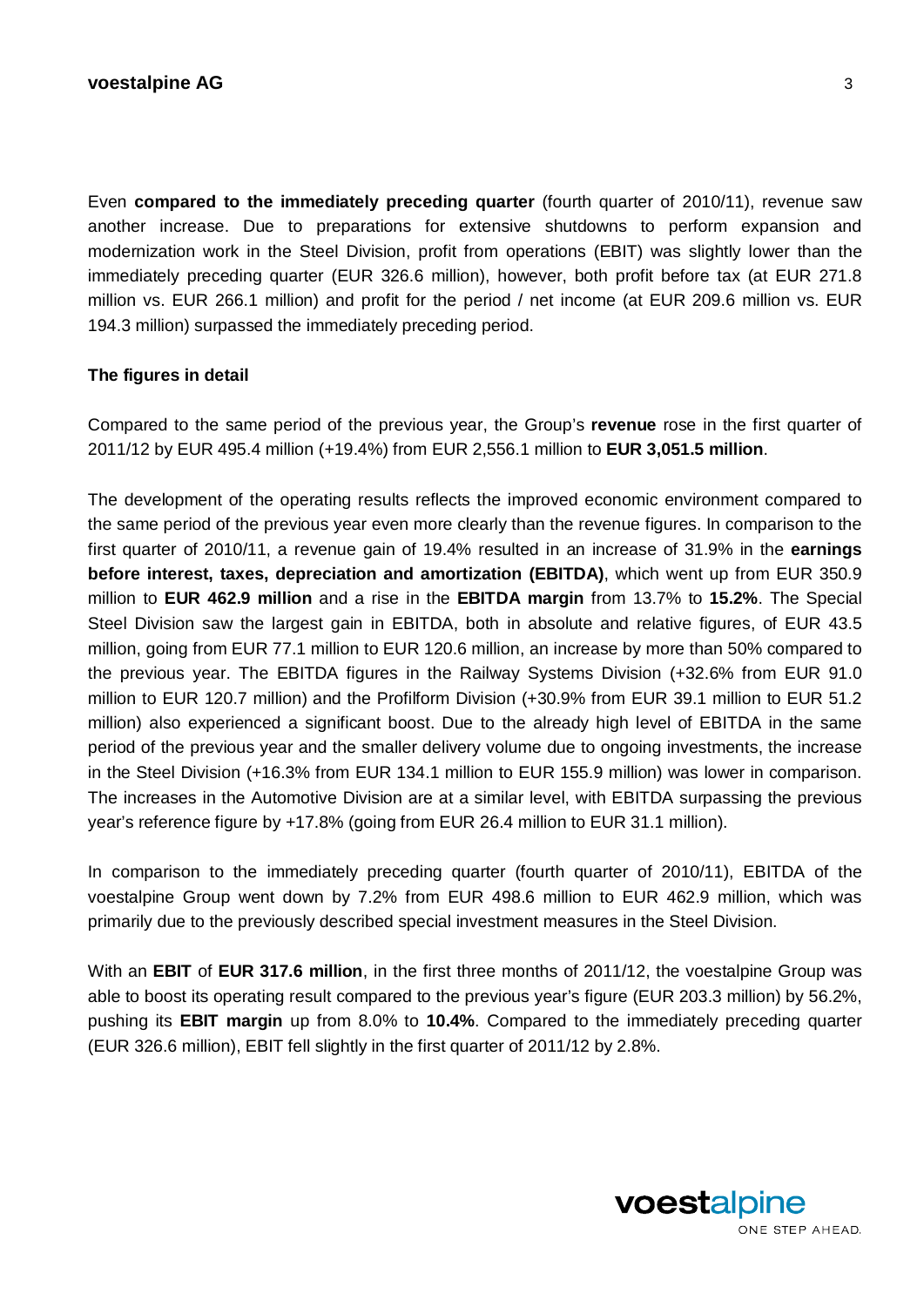Even **compared to the immediately preceding quarter** (fourth quarter of 2010/11), revenue saw another increase. Due to preparations for extensive shutdowns to perform expansion and modernization work in the Steel Division, profit from operations (EBIT) was slightly lower than the immediately preceding quarter (EUR 326.6 million), however, both profit before tax (at EUR 271.8 million vs. EUR 266.1 million) and profit for the period / net income (at EUR 209.6 million vs. EUR 194.3 million) surpassed the immediately preceding period.

**The figures in detail**

Compared to the same period of the previous year, the Group's **revenue** rose in the first quarter of 2011/12 by EUR 495.4 million (+19.4%) from EUR 2,556.1 million to **EUR 3,051.5 million**.

The development of the operating results reflects the improved economic environment compared to the same period of the previous year even more clearly than the revenue figures. In comparison to the first quarter of 2010/11, a revenue gain of 19.4% resulted in an increase of 31.9% in the **earnings before interest, taxes, depreciation and amortization (EBITDA)**, which went up from EUR 350.9 million to **EUR 462.9 million** and a rise in the **EBITDA margin** from 13.7% to **15.2%**. The Special Steel Division saw the largest gain in EBITDA, both in absolute and relative figures, of EUR 43.5 million, going from EUR 77.1 million to EUR 120.6 million, an increase by more than 50% compared to the previous year. The EBITDA figures in the Railway Systems Division (+32.6% from EUR 91.0 million to EUR 120.7 million) and the Profilform Division (+30.9% from EUR 39.1 million to EUR 51.2 million) also experienced a significant boost. Due to the already high level of EBITDA in the same period of the previous year and the smaller delivery volume due to ongoing investments, the increase in the Steel Division (+16.3% from EUR 134.1 million to EUR 155.9 million) was lower in comparison. The increases in the Automotive Division are at a similar level, with EBITDA surpassing the previous year's reference figure by +17.8% (going from EUR 26.4 million to EUR 31.1 million).

In comparison to the immediately preceding quarter (fourth quarter of 2010/11), EBITDA of the voestalpine Group went down by 7.2% from EUR 498.6 million to EUR 462.9 million, which was primarily due to the previously described special investment measures in the Steel Division.

With an **EBIT** of **EUR 317.6 million**, in the first three months of 2011/12, the voestalpine Group was able to boost its operating result compared to the previous year's figure (EUR 203.3 million) by 56.2%, pushing its **EBIT margin** up from 8.0% to **10.4%**. Compared to the immediately preceding quarter (EUR 326.6 million), EBIT fell slightly in the first quarter of 2011/12 by 2.8%.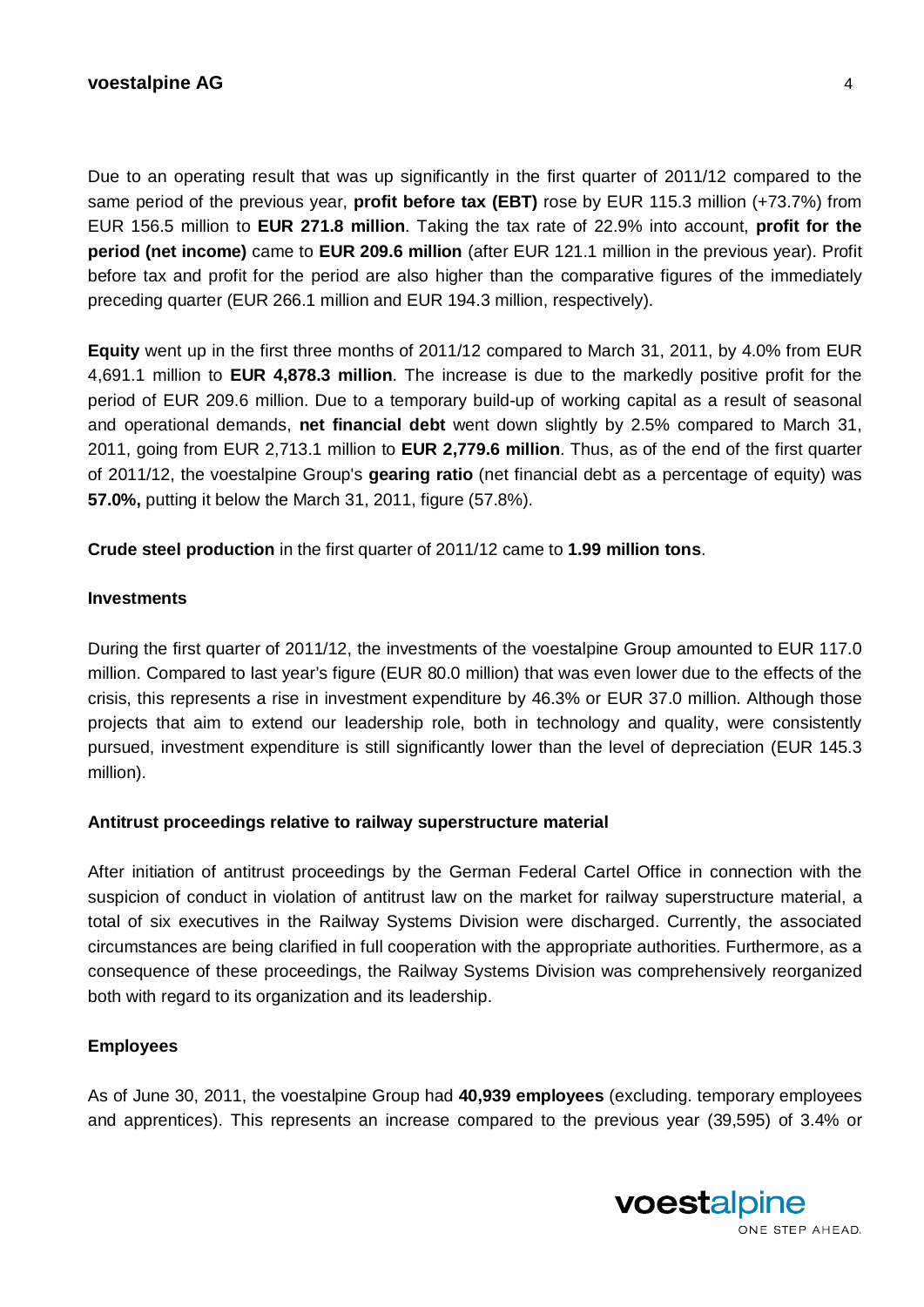Due to an operating result that was up significantly in the first quarter of 2011/12 compared to the same period of the previous year, **profit before tax (EBT)** rose by EUR 115.3 million (+73.7%) from EUR 156.5 million to **EUR 271.8 million**. Taking the tax rate of 22.9% into account, **profit for the period (net income)** came to **EUR 209.6 million** (after EUR 121.1 million in the previous year). Profit before tax and profit for the period are also higher than the comparative figures of the immediately preceding quarter (EUR 266.1 million and EUR 194.3 million, respectively).

**Equity** went up in the first three months of 2011/12 compared to March 31, 2011, by 4.0% from EUR 4,691.1 million to **EUR 4,878.3 million**. The increase is due to the markedly positive profit for the period of EUR 209.6 million. Due to a temporary build-up of working capital as a result of seasonal and operational demands, **net financial debt** went down slightly by 2.5% compared to March 31, 2011, going from EUR 2,713.1 million to **EUR 2,779.6 million**. Thus, as of the end of the first quarter of 2011/12, the voestalpine Group's **gearing ratio** (net financial debt as a percentage of equity) was **57.0%,** putting it below the March 31, 2011, figure (57.8%).

**Crude steel production** in the first quarter of 2011/12 came to **1.99 million tons**.

### Investments

During the first quarter of 2011/12, the investments of the voestalpine Group amounted to EUR 117.0 million. Compared to last year's figure (EUR 80.0 million) that was even lower due to the effects of the crisis, this represents a rise in investment expenditure by 46.3% or EUR 37.0 million. Although those projects that aim to extend our leadership role, both in technology and quality, were consistently pursued, investment expenditure is still significantly lower than the level of depreciation (EUR 145.3 million).

### Antitrust proceedings relative to railway superstructure material

After initiation of antitrust proceedings by the German Federal Cartel Office in connection with the suspicion of conduct in violation of antitrust law on the market for railway superstructure material, a total of six executives in the Railway Systems Division were discharged. Currently, the associated circumstances are being clarified in full cooperation with the appropriate authorities. Furthermore, as a consequence of these proceedings, the Railway Systems Division was comprehensively reorganized both with regard to its organization and its leadership.

### Employees

As of June 30, 2011, the voestalpine Group had **40,939 employees** (excluding. temporary employees and apprentices). This represents an increase compared to the previous year (39,595) of 3.4% or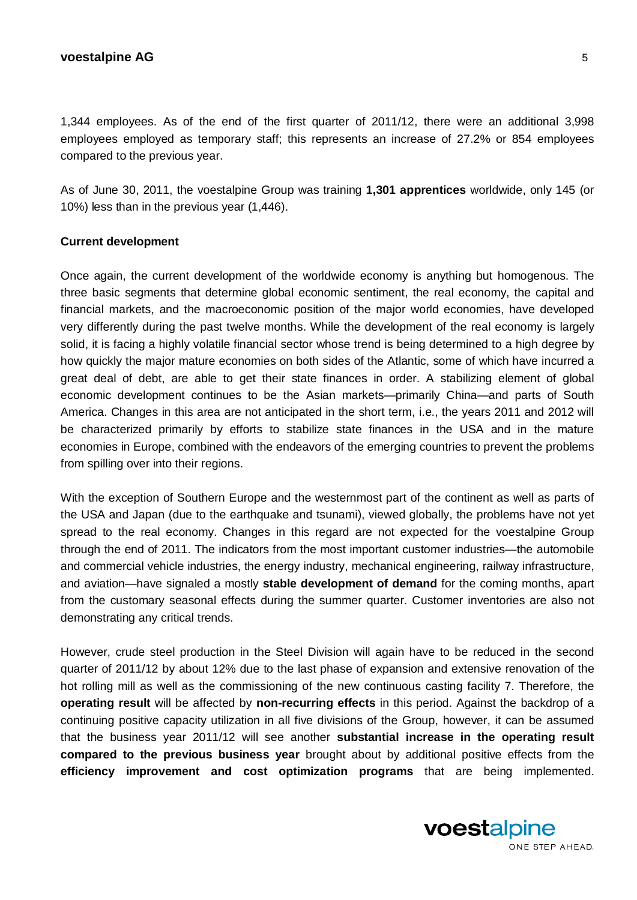1,344 employees. As of the end of the first quarter of 2011/12, there were an additional 3,998 employees employed as temporary staff; this represents an increase of 27.2% or 854 employees compared to the previous year.

As of June 30, 2011, the voestalpine Group was training **1,301 apprentices** worldwide, only 145 (or 10%) less than in the previous year (1,446).

**Current development**

Once again, the current development of the worldwide economy is anything but homogenous. The three basic segments that determine global economic sentiment, the real economy, the capital and financial markets, and the macroeconomic position of the major world economies, have developed very differently during the past twelve months. While the development of the real economy is largely solid, it is facing a highly volatile financial sector whose trend is being determined to a high degree by how quickly the major mature economies on both sides of the Atlantic, some of which have incurred a great deal of debt, are able to get their state finances in order. A stabilizing element of global economic development continues to be the Asian markets—primarily China—and parts of South America. Changes in this area are not anticipated in the short term, i.e., the years 2011 and 2012 will be characterized primarily by efforts to stabilize state finances in the USA and in the mature economies in Europe, combined with the endeavors of the emerging countries to prevent the problems from spilling over into their regions.

With the exception of Southern Europe and the westernmost part of the continent as well as parts of the USA and Japan (due to the earthquake and tsunami), viewed globally, the problems have not yet spread to the real economy. Changes in this regard are not expected for the voestalpine Group through the end of 2011. The indicators from the most important customer industries—the automobile and commercial vehicle industries, the energy industry, mechanical engineering, railway infrastructure, and aviation—have signaled a mostly **stable development of demand** for the coming months, apart from the customary seasonal effects during the summer quarter. Customer inventories are also not demonstrating any critical trends.

However, crude steel production in the Steel Division will again have to be reduced in the second quarter of 2011/12 by about 12% due to the last phase of expansion and extensive renovation of the hot rolling mill as well as the commissioning of the new continuous casting facility 7. Therefore, the **operating result** will be affected by **non-recurring effects** in this period. Against the backdrop of a continuing positive capacity utilization in all five divisions of the Group, however, it can be assumed that the business year 2011/12 will see another **substantial increase in the operating result compared to the previous business year** brought about by additional positive effects from the **efficiency improvement and cost optimization programs** that are being implemented.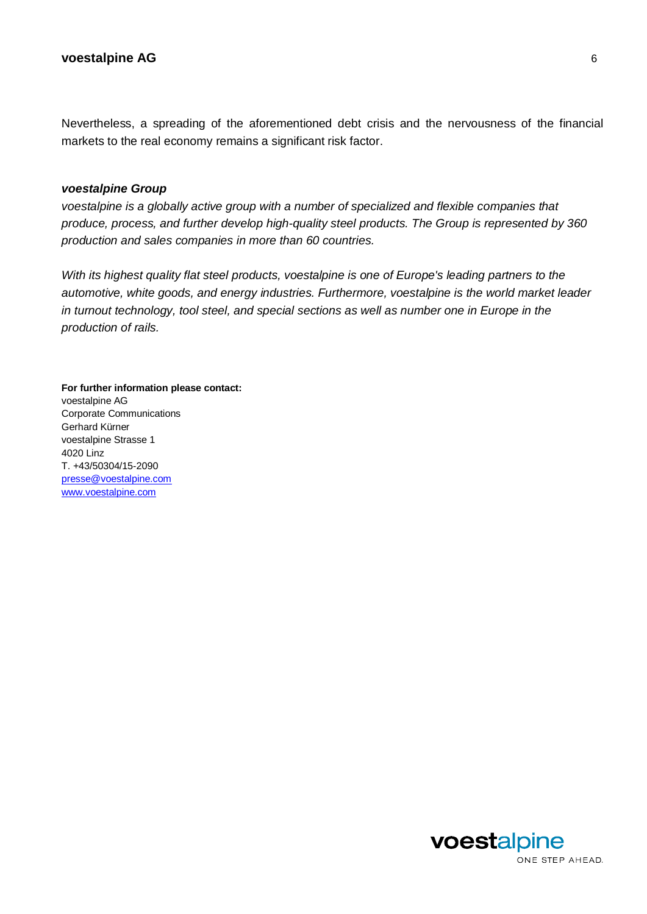Nevertheless, a spreading of the aforementioned debt crisis and the nervousness of the financial markets to the real economy remains a significant risk factor.

***voestalpine Group***

*voestalpine is a globally active group with a number of specialized and flexible companies that produce, process, and further develop high-quality steel products. The Group is represented by 360 production and sales companies in more than 60 countries.*

*With its highest quality flat steel products, voestalpine is one of Europe's leading partners to the automotive, white goods, and energy industries. Furthermore, voestalpine is the world market leader in turnout technology, tool steel, and special sections as well as number one in Europe in the production of rails.*

**For further information please contact:**
voestalpine AG
Corporate Communications
Gerhard Kürner
voestalpine Strasse 1
4020 Linz
T. +43/50304/15-2090
presse@voestalpine.com
www.voestalpine.com

voestalpine
ONE STEP AHEAD.